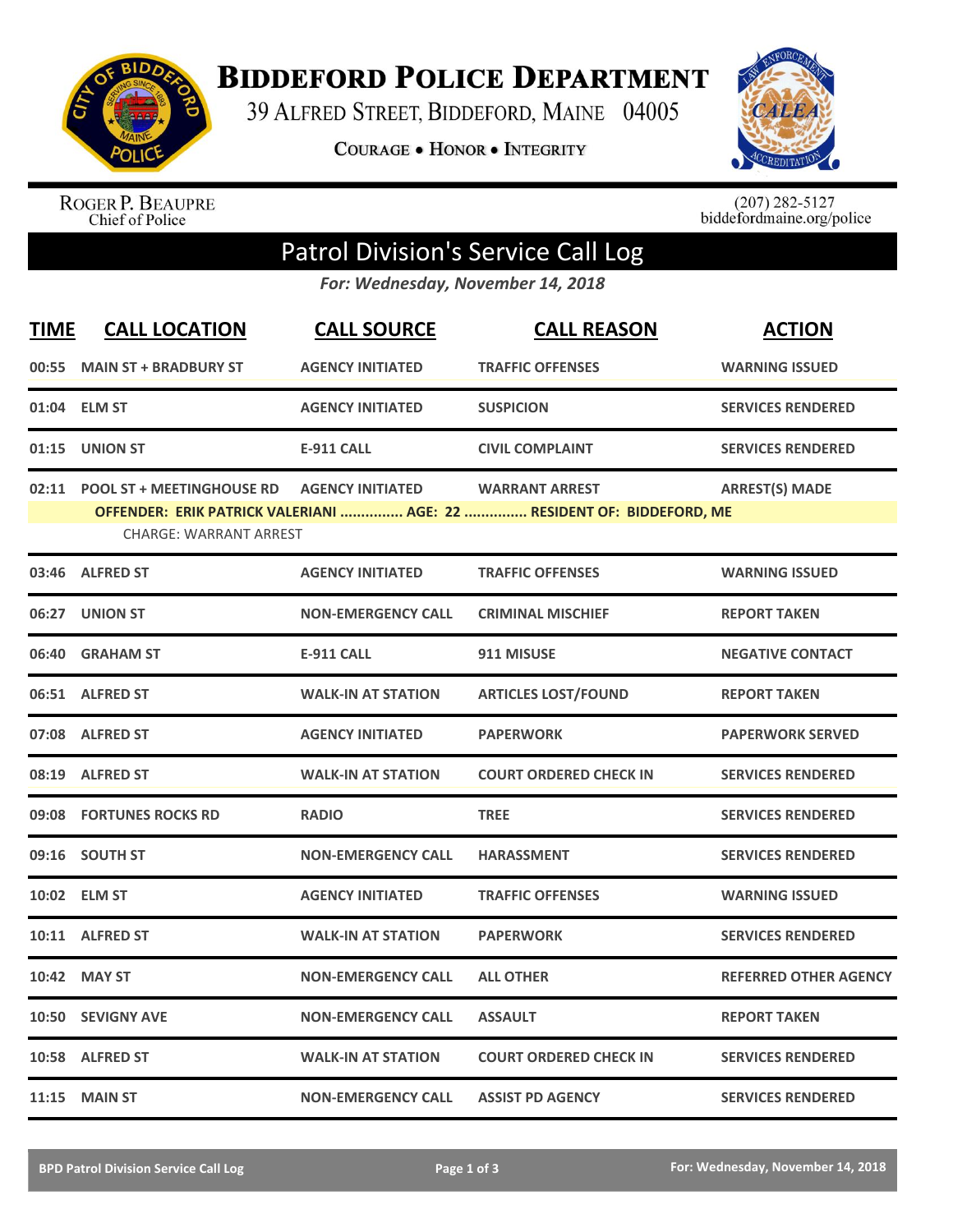# Biddeford Police Department

39 Alfred Street, Biddeford, Maine 04005

Courage • Honor • Integrity

Roger P. Beaupre
Chief of Police

(207) 282-5127
biddefordmaine.org/police

## Patrol Division's Service Call Log

*For: Wednesday, November 14, 2018*

| TIME | CALL LOCATION | CALL SOURCE | CALL REASON | ACTION |
|---|---|---|---|---|
| 00:55 | MAIN ST + BRADBURY ST | AGENCY INITIATED | TRAFFIC OFFENSES | WARNING ISSUED |
| 01:04 | ELM ST | AGENCY INITIATED | SUSPICION | SERVICES RENDERED |
| 01:15 | UNION ST | E-911 CALL | CIVIL COMPLAINT | SERVICES RENDERED |
| 02:11 | POOL ST + MEETINGHOUSE RD | AGENCY INITIATED | WARRANT ARREST | ARREST(S) MADE |
| | OFFENDER: ERIK PATRICK VALERIANI ............... AGE: 22 ............... RESIDENT OF: BIDDEFORD, ME | | | |
| | CHARGE: WARRANT ARREST | | | |
| 03:46 | ALFRED ST | AGENCY INITIATED | TRAFFIC OFFENSES | WARNING ISSUED |
| 06:27 | UNION ST | NON-EMERGENCY CALL | CRIMINAL MISCHIEF | REPORT TAKEN |
| 06:40 | GRAHAM ST | E-911 CALL | 911 MISUSE | NEGATIVE CONTACT |
| 06:51 | ALFRED ST | WALK-IN AT STATION | ARTICLES LOST/FOUND | REPORT TAKEN |
| 07:08 | ALFRED ST | AGENCY INITIATED | PAPERWORK | PAPERWORK SERVED |
| 08:19 | ALFRED ST | WALK-IN AT STATION | COURT ORDERED CHECK IN | SERVICES RENDERED |
| 09:08 | FORTUNES ROCKS RD | RADIO | TREE | SERVICES RENDERED |
| 09:16 | SOUTH ST | NON-EMERGENCY CALL | HARASSMENT | SERVICES RENDERED |
| 10:02 | ELM ST | AGENCY INITIATED | TRAFFIC OFFENSES | WARNING ISSUED |
| 10:11 | ALFRED ST | WALK-IN AT STATION | PAPERWORK | SERVICES RENDERED |
| 10:42 | MAY ST | NON-EMERGENCY CALL | ALL OTHER | REFERRED OTHER AGENCY |
| 10:50 | SEVIGNY AVE | NON-EMERGENCY CALL | ASSAULT | REPORT TAKEN |
| 10:58 | ALFRED ST | WALK-IN AT STATION | COURT ORDERED CHECK IN | SERVICES RENDERED |
| 11:15 | MAIN ST | NON-EMERGENCY CALL | ASSIST PD AGENCY | SERVICES RENDERED |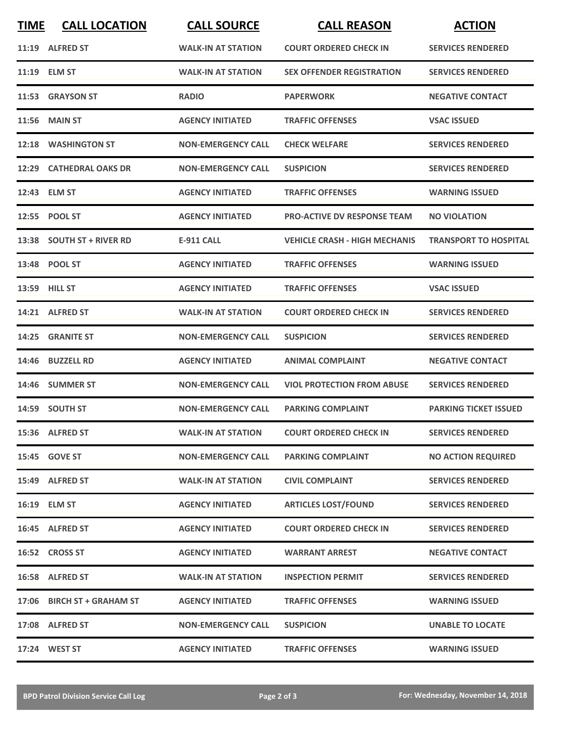| TIME | CALL LOCATION | CALL SOURCE | CALL REASON | ACTION |
| --- | --- | --- | --- | --- |
| 11:19 | ALFRED ST | WALK-IN AT STATION | COURT ORDERED CHECK IN | SERVICES RENDERED |
| 11:19 | ELM ST | WALK-IN AT STATION | SEX OFFENDER REGISTRATION | SERVICES RENDERED |
| 11:53 | GRAYSON ST | RADIO | PAPERWORK | NEGATIVE CONTACT |
| 11:56 | MAIN ST | AGENCY INITIATED | TRAFFIC OFFENSES | VSAC ISSUED |
| 12:18 | WASHINGTON ST | NON-EMERGENCY CALL | CHECK WELFARE | SERVICES RENDERED |
| 12:29 | CATHEDRAL OAKS DR | NON-EMERGENCY CALL | SUSPICION | SERVICES RENDERED |
| 12:43 | ELM ST | AGENCY INITIATED | TRAFFIC OFFENSES | WARNING ISSUED |
| 12:55 | POOL ST | AGENCY INITIATED | PRO-ACTIVE DV RESPONSE TEAM | NO VIOLATION |
| 13:38 | SOUTH ST + RIVER RD | E-911 CALL | VEHICLE CRASH - HIGH MECHANIS | TRANSPORT TO HOSPITAL |
| 13:48 | POOL ST | AGENCY INITIATED | TRAFFIC OFFENSES | WARNING ISSUED |
| 13:59 | HILL ST | AGENCY INITIATED | TRAFFIC OFFENSES | VSAC ISSUED |
| 14:21 | ALFRED ST | WALK-IN AT STATION | COURT ORDERED CHECK IN | SERVICES RENDERED |
| 14:25 | GRANITE ST | NON-EMERGENCY CALL | SUSPICION | SERVICES RENDERED |
| 14:46 | BUZZELL RD | AGENCY INITIATED | ANIMAL COMPLAINT | NEGATIVE CONTACT |
| 14:46 | SUMMER ST | NON-EMERGENCY CALL | VIOL PROTECTION FROM ABUSE | SERVICES RENDERED |
| 14:59 | SOUTH ST | NON-EMERGENCY CALL | PARKING COMPLAINT | PARKING TICKET ISSUED |
| 15:36 | ALFRED ST | WALK-IN AT STATION | COURT ORDERED CHECK IN | SERVICES RENDERED |
| 15:45 | GOVE ST | NON-EMERGENCY CALL | PARKING COMPLAINT | NO ACTION REQUIRED |
| 15:49 | ALFRED ST | WALK-IN AT STATION | CIVIL COMPLAINT | SERVICES RENDERED |
| 16:19 | ELM ST | AGENCY INITIATED | ARTICLES LOST/FOUND | SERVICES RENDERED |
| 16:45 | ALFRED ST | AGENCY INITIATED | COURT ORDERED CHECK IN | SERVICES RENDERED |
| 16:52 | CROSS ST | AGENCY INITIATED | WARRANT ARREST | NEGATIVE CONTACT |
| 16:58 | ALFRED ST | WALK-IN AT STATION | INSPECTION PERMIT | SERVICES RENDERED |
| 17:06 | BIRCH ST + GRAHAM ST | AGENCY INITIATED | TRAFFIC OFFENSES | WARNING ISSUED |
| 17:08 | ALFRED ST | NON-EMERGENCY CALL | SUSPICION | UNABLE TO LOCATE |
| 17:24 | WEST ST | AGENCY INITIATED | TRAFFIC OFFENSES | WARNING ISSUED |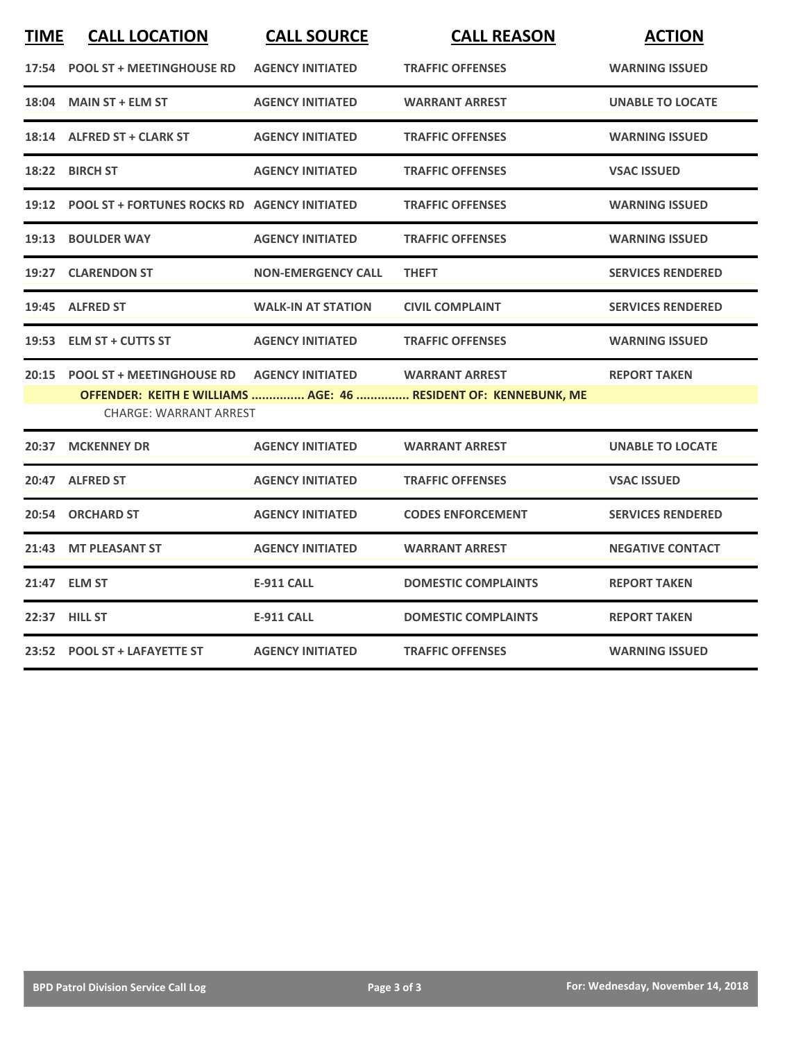| TIME | CALL LOCATION | CALL SOURCE | CALL REASON | ACTION |
|---|---|---|---|---|
| 17:54 | POOL ST + MEETINGHOUSE RD | AGENCY INITIATED | TRAFFIC OFFENSES | WARNING ISSUED |
| 18:04 | MAIN ST + ELM ST | AGENCY INITIATED | WARRANT ARREST | UNABLE TO LOCATE |
| 18:14 | ALFRED ST + CLARK ST | AGENCY INITIATED | TRAFFIC OFFENSES | WARNING ISSUED |
| 18:22 | BIRCH ST | AGENCY INITIATED | TRAFFIC OFFENSES | VSAC ISSUED |
| 19:12 | POOL ST + FORTUNES ROCKS RD | AGENCY INITIATED | TRAFFIC OFFENSES | WARNING ISSUED |
| 19:13 | BOULDER WAY | AGENCY INITIATED | TRAFFIC OFFENSES | WARNING ISSUED |
| 19:27 | CLARENDON ST | NON-EMERGENCY CALL | THEFT | SERVICES RENDERED |
| 19:45 | ALFRED ST | WALK-IN AT STATION | CIVIL COMPLAINT | SERVICES RENDERED |
| 19:53 | ELM ST + CUTTS ST | AGENCY INITIATED | TRAFFIC OFFENSES | WARNING ISSUED |
| 20:15 | POOL ST + MEETINGHOUSE RD | AGENCY INITIATED | WARRANT ARREST | REPORT TAKEN |
| | OFFENDER: KEITH E WILLIAMS ............... AGE: 46 ............... RESIDENT OF: KENNEBUNK, ME | | | |
| | CHARGE: WARRANT ARREST | | | |
| 20:37 | MCKENNEY DR | AGENCY INITIATED | WARRANT ARREST | UNABLE TO LOCATE |
| 20:47 | ALFRED ST | AGENCY INITIATED | TRAFFIC OFFENSES | VSAC ISSUED |
| 20:54 | ORCHARD ST | AGENCY INITIATED | CODES ENFORCEMENT | SERVICES RENDERED |
| 21:43 | MT PLEASANT ST | AGENCY INITIATED | WARRANT ARREST | NEGATIVE CONTACT |
| 21:47 | ELM ST | E-911 CALL | DOMESTIC COMPLAINTS | REPORT TAKEN |
| 22:37 | HILL ST | E-911 CALL | DOMESTIC COMPLAINTS | REPORT TAKEN |
| 23:52 | POOL ST + LAFAYETTE ST | AGENCY INITIATED | TRAFFIC OFFENSES | WARNING ISSUED |